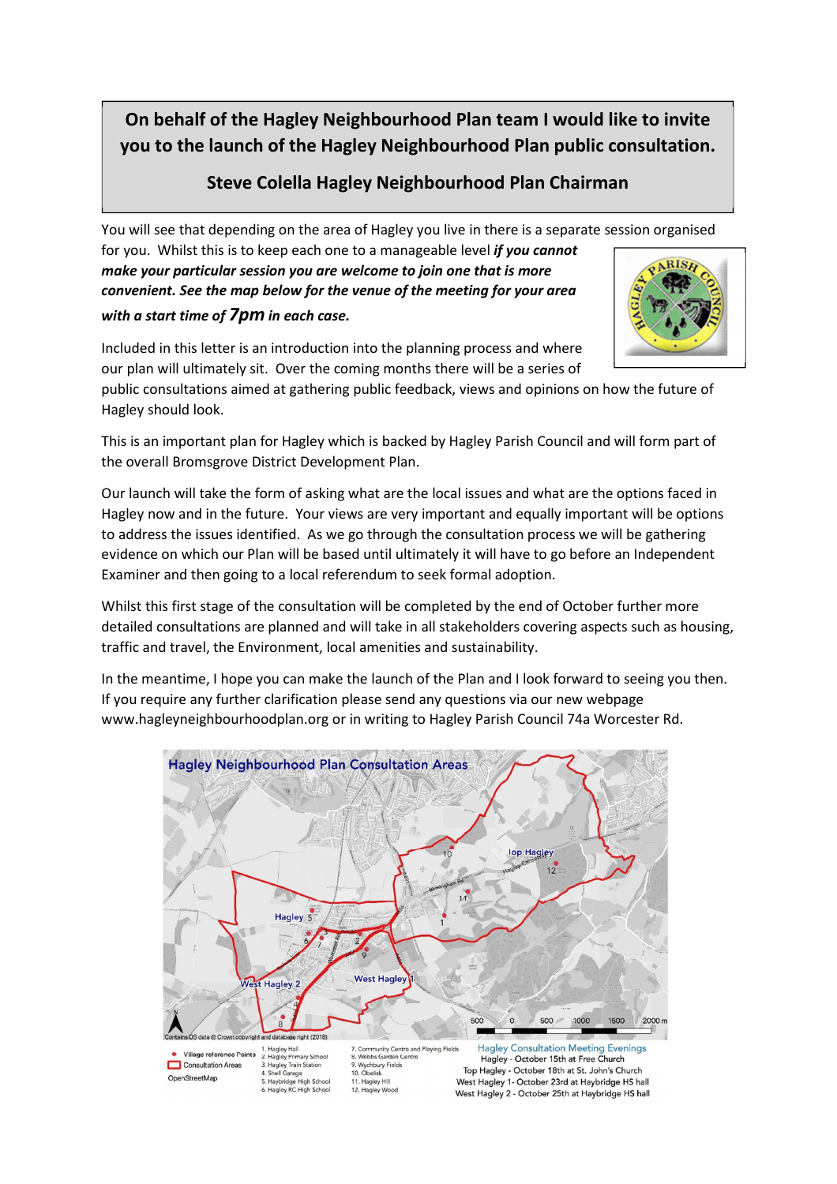**On behalf of the Hagley Neighbourhood Plan team I would like to invite you to the launch of the Hagley Neighbourhood Plan public consultation.**

**Steve Colella Hagley Neighbourhood Plan Chairman**

You will see that depending on the area of Hagley you live in there is a separate session organised for you. Whilst this is to keep each one to a manageable level ***if you cannot make your particular session you are welcome to join one that is more convenient. See the map below for the venue of the meeting for your area with a start time of 7pm in each case.***

Included in this letter is an introduction into the planning process and where our plan will ultimately sit. Over the coming months there will be a series of public consultations aimed at gathering public feedback, views and opinions on how the future of Hagley should look.

This is an important plan for Hagley which is backed by Hagley Parish Council and will form part of the overall Bromsgrove District Development Plan.

Our launch will take the form of asking what are the local issues and what are the options faced in Hagley now and in the future. Your views are very important and equally important will be options to address the issues identified. As we go through the consultation process we will be gathering evidence on which our Plan will be based until ultimately it will have to go before an Independent Examiner and then going to a local referendum to seek formal adoption.

Whilst this first stage of the consultation will be completed by the end of October further more detailed consultations are planned and will take in all stakeholders covering aspects such as housing, traffic and travel, the Environment, local amenities and sustainability.

In the meantime, I hope you can make the launch of the Plan and I look forward to seeing you then. If you require any further clarification please send any questions via our new webpage www.hagleyneighbourhoodplan.org or in writing to Hagley Parish Council 74a Worcester Rd.

**Hagley Neighbourhood Plan Consultation Areas**

Village reference Points
Consultation Areas
OpenStreetMap

1. Hagley Hall
2. Hagley Primary School
3. Hagley Train Station
4. Shell Garage
5. Haybridge High School
6. Hagley RC High School
7. Community Centre and Playing Fields
8. Webbs Garden Centre
9. Wychbury Fields
10. Obelisk
11. Hagley Hill
12. Hagley Wood

**Hagley Consultation Meeting Evenings**

Hagley - October 15th at Free Church
Top Hagley - October 18th at St. John's Church
West Hagley 1- October 23rd at Haybridge HS hall
West Hagley 2 - October 25th at Haybridge HS hall

Contains OS data © Crown copyright and database right (2018)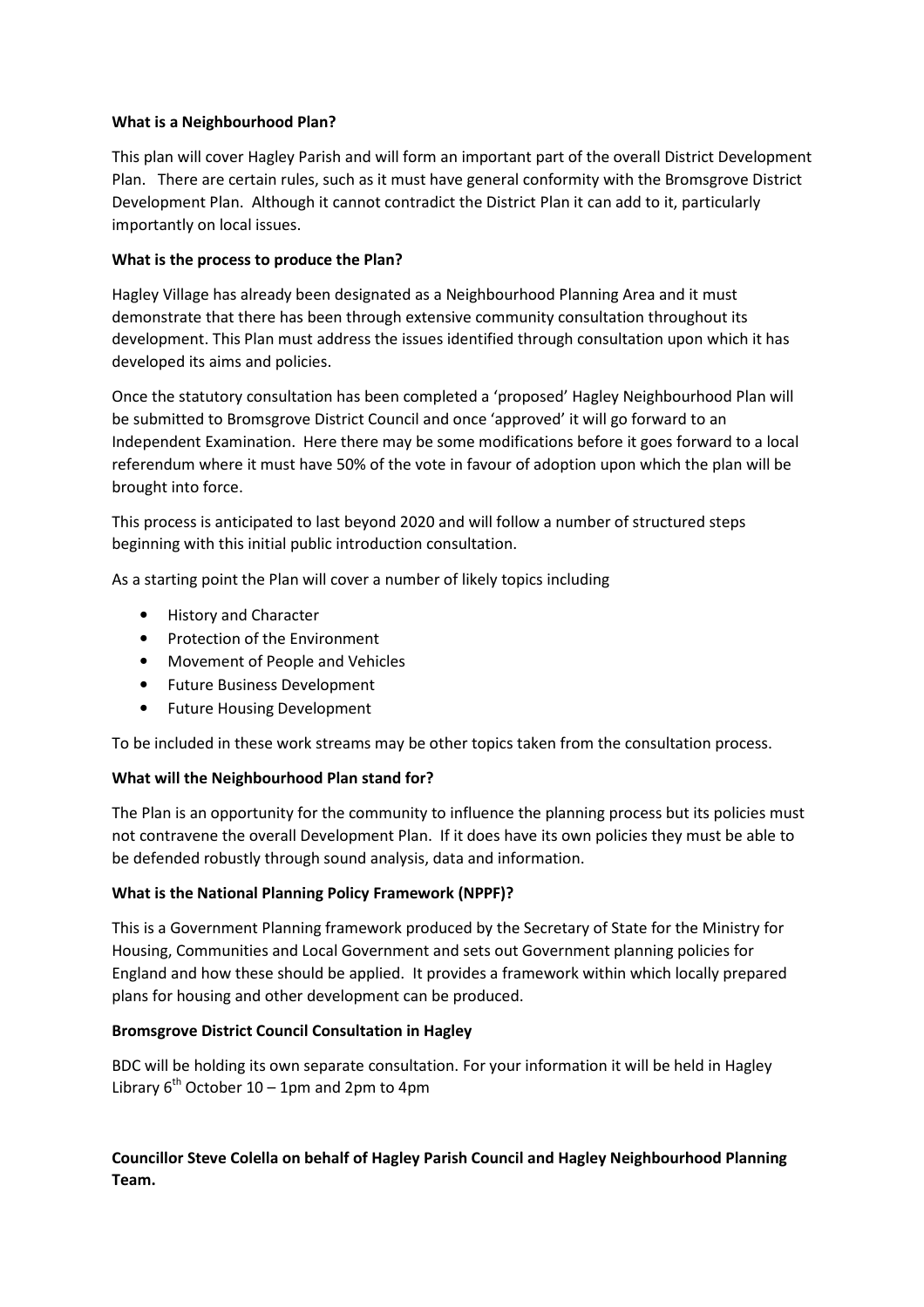**What is a Neighbourhood Plan?**

This plan will cover Hagley Parish and will form an important part of the overall District Development Plan. There are certain rules, such as it must have general conformity with the Bromsgrove District Development Plan. Although it cannot contradict the District Plan it can add to it, particularly importantly on local issues.

**What is the process to produce the Plan?**

Hagley Village has already been designated as a Neighbourhood Planning Area and it must demonstrate that there has been through extensive community consultation throughout its development. This Plan must address the issues identified through consultation upon which it has developed its aims and policies.

Once the statutory consultation has been completed a 'proposed' Hagley Neighbourhood Plan will be submitted to Bromsgrove District Council and once 'approved' it will go forward to an Independent Examination. Here there may be some modifications before it goes forward to a local referendum where it must have 50% of the vote in favour of adoption upon which the plan will be brought into force.

This process is anticipated to last beyond 2020 and will follow a number of structured steps beginning with this initial public introduction consultation.

As a starting point the Plan will cover a number of likely topics including

- History and Character
- Protection of the Environment
- Movement of People and Vehicles
- Future Business Development
- Future Housing Development

To be included in these work streams may be other topics taken from the consultation process.

**What will the Neighbourhood Plan stand for?**

The Plan is an opportunity for the community to influence the planning process but its policies must not contravene the overall Development Plan. If it does have its own policies they must be able to be defended robustly through sound analysis, data and information.

**What is the National Planning Policy Framework (NPPF)?**

This is a Government Planning framework produced by the Secretary of State for the Ministry for Housing, Communities and Local Government and sets out Government planning policies for England and how these should be applied. It provides a framework within which locally prepared plans for housing and other development can be produced.

**Bromsgrove District Council Consultation in Hagley**

BDC will be holding its own separate consultation. For your information it will be held in Hagley Library 6th October 10 – 1pm and 2pm to 4pm

**Councillor Steve Colella on behalf of Hagley Parish Council and Hagley Neighbourhood Planning Team.**